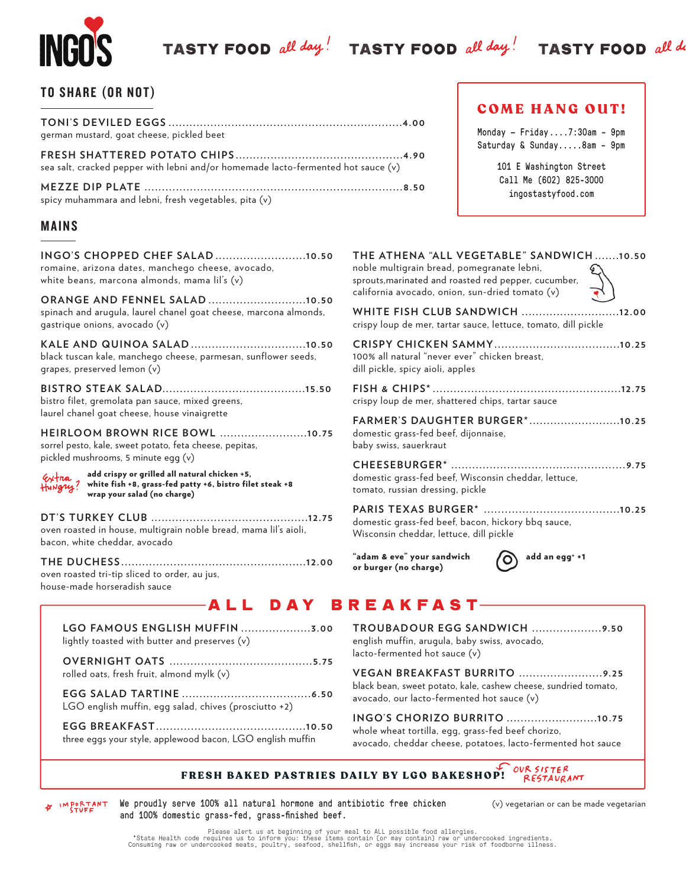# INGO'S

TASTY FOOD *all day!* TASTY FOOD *all day!* TASTY FOOD *all da*

## TO SHARE (OR NOT)

**TONI'S DEVILED EGGS** ........ 4.00
german mustard, goat cheese, pickled beet

**FRESH SHATTERED POTATO CHIPS** ........ 4.90
sea salt, cracked pepper with lebni and/or homemade lacto-fermented hot sauce (v)

**MEZZE DIP PLATE** ........ 8.50
spicy muhammara and lebni, fresh vegetables, pita (v)

### COME HANG OUT!

Monday – Friday....7:30am – 9pm
Saturday & Sunday.....8am – 9pm

101 E Washington Street
Call Me (602) 825-3000
ingostastyfood.com

## MAINS

**INGO'S CHOPPED CHEF SALAD** ........ 10.50
romaine, arizona dates, manchego cheese, avocado, white beans, marcona almonds, mama lil's (v)

**ORANGE AND FENNEL SALAD** ........ 10.50
spinach and arugula, laurel chanel goat cheese, marcona almonds, gastrique onions, avocado (v)

**KALE AND QUINOA SALAD** ........ 10.50
black tuscan kale, manchego cheese, parmesan, sunflower seeds, grapes, preserved lemon (v)

**BISTRO STEAK SALAD** ........ 15.50
bistro filet, gremolata pan sauce, mixed greens, laurel chanel goat cheese, house vinaigrette

**HEIRLOOM BROWN RICE BOWL** ........ 10.75
sorrel pesto, kale, sweet potato, feta cheese, pepitas, pickled mushrooms, 5 minute egg (v)

*Extra Hungry?*
**add crispy or grilled all natural chicken +5, white fish +8, grass-fed patty +6, bistro filet steak +8**
**wrap your salad (no charge)**

**DT'S TURKEY CLUB** ........ 12.75
oven roasted in house, multigrain noble bread, mama lil's aioli, bacon, white cheddar, avocado

**THE DUCHESS** ........ 12.00
oven roasted tri-tip sliced to order, au jus, house-made horseradish sauce

**THE ATHENA "ALL VEGETABLE" SANDWICH** ........ 10.50
noble multigrain bread, pomegranate lebni, sprouts,marinated and roasted red pepper, cucumber, california avocado, onion, sun-dried tomato (v)

**WHITE FISH CLUB SANDWICH** ........ 12.00
crispy loup de mer, tartar sauce, lettuce, tomato, dill pickle

**CRISPY CHICKEN SAMMY** ........ 10.25
100% all natural "never ever" chicken breast, dill pickle, spicy aioli, apples

**FISH & CHIPS*** ........ 12.75
crispy loup de mer, shattered chips, tartar sauce

**FARMER'S DAUGHTER BURGER*** ........ 10.25
domestic grass-fed beef, dijonnaise, baby swiss, sauerkraut

**CHEESEBURGER*** ........ 9.75
domestic grass-fed beef, Wisconsin cheddar, lettuce, tomato, russian dressing, pickle

**PARIS TEXAS BURGER*** ........ 10.25
domestic grass-fed beef, bacon, hickory bbq sauce, Wisconsin cheddar, lettuce, dill pickle

**"adam & eve" your sandwich or burger (no charge)**

**add an egg* +1**

## ALL DAY BREAKFAST

**LGO FAMOUS ENGLISH MUFFIN** ........ 3.00
lightly toasted with butter and preserves (v)

**OVERNIGHT OATS** ........ 5.75
rolled oats, fresh fruit, almond mylk (v)

**EGG SALAD TARTINE** ........ 6.50
LGO english muffin, egg salad, chives (prosciutto +2)

**EGG BREAKFAST** ........ 10.50
three eggs your style, applewood bacon, LGO english muffin

**TROUBADOUR EGG SANDWICH** ........ 9.50
english muffin, arugula, baby swiss, avocado, lacto-fermented hot sauce (v)

**VEGAN BREAKFAST BURRITO** ........ 9.25
black bean, sweet potato, kale, cashew cheese, sundried tomato, avocado, our lacto-fermented hot sauce (v)

**INGO'S CHORIZO BURRITO** ........ 10.75
whole wheat tortilla, egg, grass-fed beef chorizo, avocado, cheddar cheese, potatoes, lacto-fermented hot sauce

**FRESH BAKED PASTRIES DAILY BY LGO BAKESHOP!** *OUR SISTER RESTAURANT*

*IMPORTANT STUFF* We proudly serve 100% all natural hormone and antibiotic free chicken and 100% domestic grass-fed, grass-finished beef.

(v) vegetarian or can be made vegetarian

Please alert us at beginning of your meal to ALL possible food allergies.
*State Health code requires us to inform you: these items contain (or may contain) raw or undercooked ingredients.
Consuming raw or undercooked meats, poultry, seafood, shellfish, or eggs may increase your risk of foodborne illness.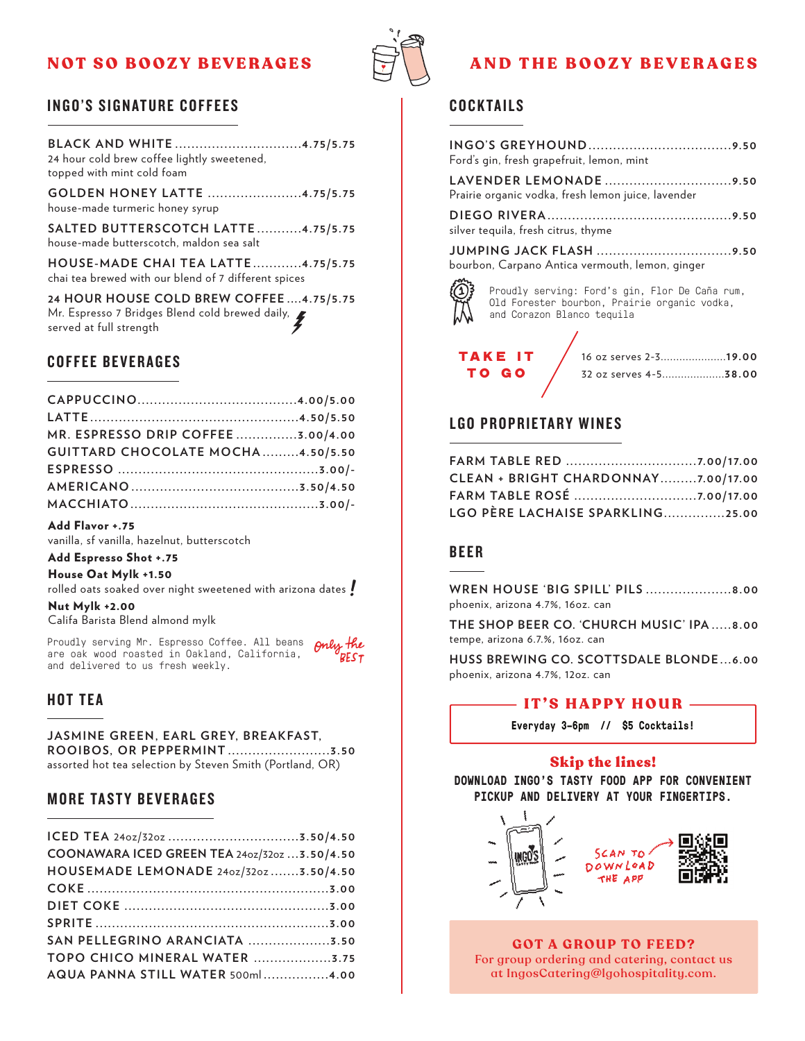# NOT SO BOOZY BEVERAGES

## INGO'S SIGNATURE COFFEES

**BLACK AND WHITE** ............................... 4.75/5.75
24 hour cold brew coffee lightly sweetened, topped with mint cold foam

**GOLDEN HONEY LATTE** ....................... 4.75/5.75
house-made turmeric honey syrup

**SALTED BUTTERSCOTCH LATTE** ........... 4.75/5.75
house-made butterscotch, maldon sea salt

**HOUSE-MADE CHAI TEA LATTE** ............ 4.75/5.75
chai tea brewed with our blend of 7 different spices

**24 HOUR HOUSE COLD BREW COFFEE** .... 4.75/5.75
Mr. Espresso 7 Bridges Blend cold brewed daily, served at full strength

## COFFEE BEVERAGES

CAPPUCCINO ....................................... 4.00/5.00
LATTE ................................................... 4.50/5.50
MR. ESPRESSO DRIP COFFEE ............... 3.00/4.00
GUITTARD CHOCOLATE MOCHA ......... 4.50/5.50
ESPRESSO ................................................ 3.00/-
AMERICANO ......................................... 3.50/4.50
MACCHIATO .............................................. 3.00/-

**Add Flavor +.75**
vanilla, sf vanilla, hazelnut, butterscotch

**Add Espresso Shot +.75**

**House Oat Mylk +1.50**
rolled oats soaked over night sweetened with arizona dates

**Nut Mylk +2.00**
Califa Barista Blend almond mylk

Proudly serving Mr. Espresso Coffee. All beans are oak wood roasted in Oakland, California, and delivered to us fresh weekly.

Only the BEST

## HOT TEA

JASMINE GREEN, EARL GREY, BREAKFAST, ROOIBOS, OR PEPPERMINT ......................... 3.50
assorted hot tea selection by Steven Smith (Portland, OR)

## MORE TASTY BEVERAGES

ICED TEA 24oz/32oz ................................ 3.50/4.50
COONAWARA ICED GREEN TEA 24oz/32oz ... 3.50/4.50
HOUSEMADE LEMONADE 24oz/32oz ....... 3.50/4.50
COKE ........................................................... 3.00
DIET COKE .................................................. 3.00
SPRITE ........................................................ 3.00
SAN PELLEGRINO ARANCIATA .................... 3.50
TOPO CHICO MINERAL WATER ................... 3.75
AQUA PANNA STILL WATER 500ml ................ 4.00

# AND THE BOOZY BEVERAGES

## COCKTAILS

**INGO'S GREYHOUND** .................................. 9.50
Ford's gin, fresh grapefruit, lemon, mint

**LAVENDER LEMONADE** ............................... 9.50
Prairie organic vodka, fresh lemon juice, lavender

**DIEGO RIVERA** ............................................ 9.50
silver tequila, fresh citrus, thyme

**JUMPING JACK FLASH** ................................ 9.50
bourbon, Carpano Antica vermouth, lemon, ginger

Proudly serving: Ford's gin, Flor De Caña rum, Old Forester bourbon, Prairie organic vodka, and Corazon Blanco tequila

**TAKE IT TO GO**

16 oz serves 2-3 ..................... 19.00
32 oz serves 4-5 .................... 38.00

## LGO PROPRIETARY WINES

FARM TABLE RED ................................ 7.00/17.00
CLEAN + BRIGHT CHARDONNAY ......... 7.00/17.00
FARM TABLE ROSÉ .............................. 7.00/17.00
LGO PÈRE LACHAISE SPARKLING ............... 25.00

## BEER

**WREN HOUSE 'BIG SPILL' PILS** ..................... 8.00
phoenix, arizona 4.7%, 16oz. can

**THE SHOP BEER CO. 'CHURCH MUSIC' IPA** ..... 8.00
tempe, arizona 6.7.%, 16oz. can

**HUSS BREWING CO. SCOTTSDALE BLONDE** ... 6.00
phoenix, arizona 4.7%, 12oz. can

## IT'S HAPPY HOUR

**Everyday 3-6pm // $5 Cocktails!**

### Skip the lines!

DOWNLOAD INGO'S TASTY FOOD APP FOR CONVENIENT PICKUP AND DELIVERY AT YOUR FINGERTIPS.

SCAN TO DOWNLOAD THE APP

### GOT A GROUP TO FEED?

For group ordering and catering, contact us at IngosCatering@lgohospitality.com.